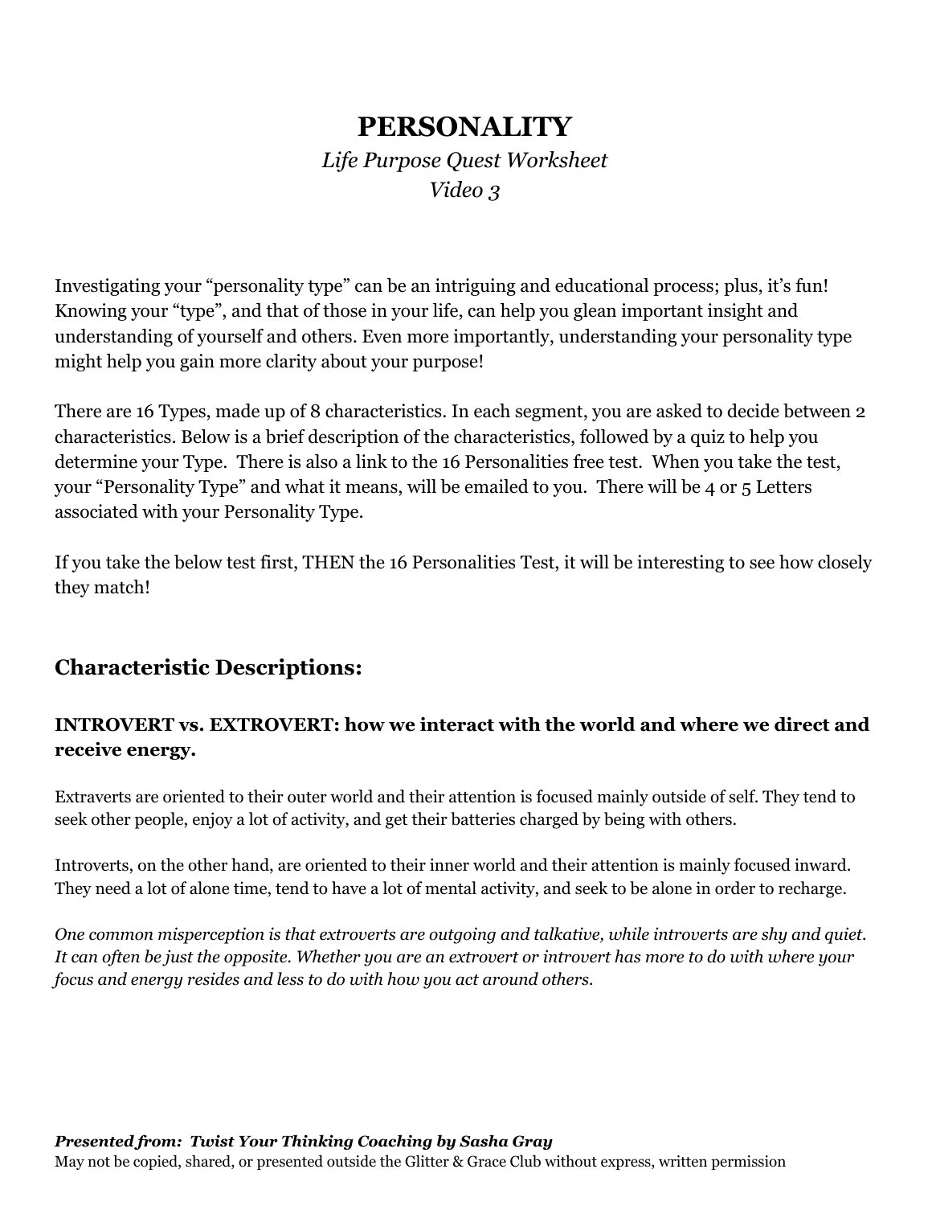# PERSONALITY

*Life Purpose Quest Worksheet*
*Video 3*

Investigating your "personality type" can be an intriguing and educational process; plus, it's fun! Knowing your "type", and that of those in your life, can help you glean important insight and understanding of yourself and others. Even more importantly, understanding your personality type might help you gain more clarity about your purpose!

There are 16 Types, made up of 8 characteristics. In each segment, you are asked to decide between 2 characteristics. Below is a brief description of the characteristics, followed by a quiz to help you determine your Type. There is also a link to the 16 Personalities free test. When you take the test, your "Personality Type" and what it means, will be emailed to you. There will be 4 or 5 Letters associated with your Personality Type.

If you take the below test first, THEN the 16 Personalities Test, it will be interesting to see how closely they match!

## Characteristic Descriptions:

### INTROVERT vs. EXTROVERT: how we interact with the world and where we direct and receive energy.

Extraverts are oriented to their outer world and their attention is focused mainly outside of self. They tend to seek other people, enjoy a lot of activity, and get their batteries charged by being with others.

Introverts, on the other hand, are oriented to their inner world and their attention is mainly focused inward. They need a lot of alone time, tend to have a lot of mental activity, and seek to be alone in order to recharge.

*One common misperception is that extroverts are outgoing and talkative, while introverts are shy and quiet. It can often be just the opposite. Whether you are an extrovert or introvert has more to do with where your focus and energy resides and less to do with how you act around others.*

***Presented from: Twist Your Thinking Coaching by Sasha Gray***
May not be copied, shared, or presented outside the Glitter & Grace Club without express, written permission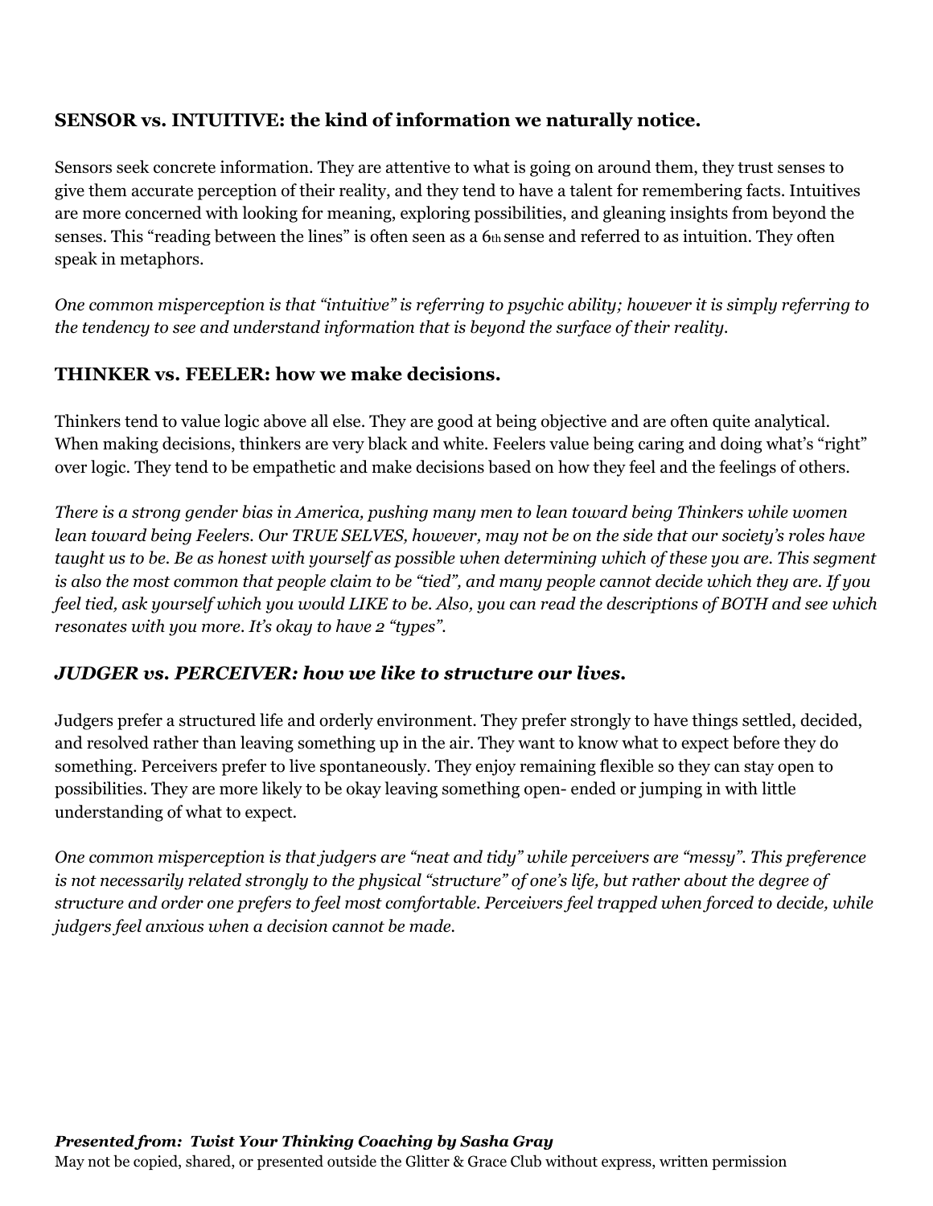### SENSOR vs. INTUITIVE: the kind of information we naturally notice.

Sensors seek concrete information. They are attentive to what is going on around them, they trust senses to give them accurate perception of their reality, and they tend to have a talent for remembering facts. Intuitives are more concerned with looking for meaning, exploring possibilities, and gleaning insights from beyond the senses. This "reading between the lines" is often seen as a 6th sense and referred to as intuition. They often speak in metaphors.

*One common misperception is that "intuitive" is referring to psychic ability; however it is simply referring to the tendency to see and understand information that is beyond the surface of their reality.*

### THINKER vs. FEELER: how we make decisions.

Thinkers tend to value logic above all else. They are good at being objective and are often quite analytical. When making decisions, thinkers are very black and white. Feelers value being caring and doing what's "right" over logic. They tend to be empathetic and make decisions based on how they feel and the feelings of others.

*There is a strong gender bias in America, pushing many men to lean toward being Thinkers while women lean toward being Feelers. Our TRUE SELVES, however, may not be on the side that our society's roles have taught us to be. Be as honest with yourself as possible when determining which of these you are. This segment is also the most common that people claim to be "tied", and many people cannot decide which they are. If you feel tied, ask yourself which you would LIKE to be. Also, you can read the descriptions of BOTH and see which resonates with you more. It's okay to have 2 "types".*

### *JUDGER vs. PERCEIVER: how we like to structure our lives.*

Judgers prefer a structured life and orderly environment. They prefer strongly to have things settled, decided, and resolved rather than leaving something up in the air. They want to know what to expect before they do something. Perceivers prefer to live spontaneously. They enjoy remaining flexible so they can stay open to possibilities. They are more likely to be okay leaving something open- ended or jumping in with little understanding of what to expect.

*One common misperception is that judgers are "neat and tidy" while perceivers are "messy". This preference is not necessarily related strongly to the physical "structure" of one's life, but rather about the degree of structure and order one prefers to feel most comfortable. Perceivers feel trapped when forced to decide, while judgers feel anxious when a decision cannot be made.*

***Presented from: Twist Your Thinking Coaching by Sasha Gray***
May not be copied, shared, or presented outside the Glitter & Grace Club without express, written permission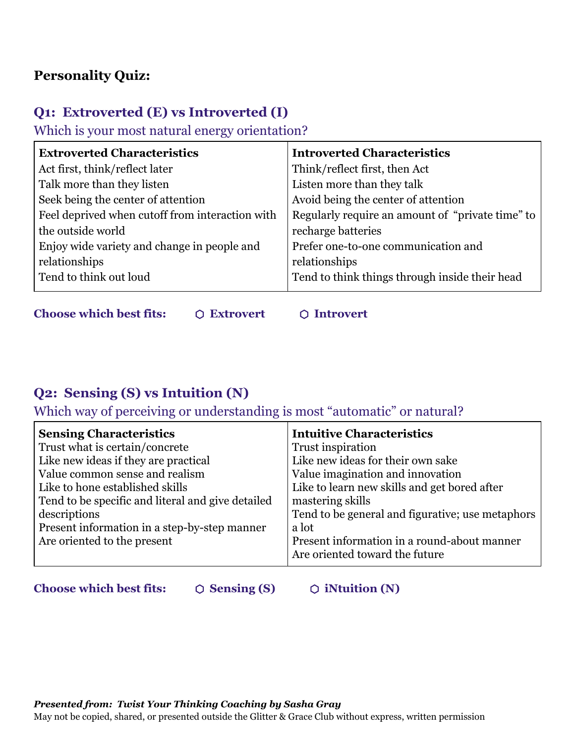**Personality Quiz:**

## Q1: Extroverted (E) vs Introverted (I)

Which is your most natural energy orientation?

| Extroverted Characteristics | Introverted Characteristics |
| --- | --- |
| Act first, think/reflect later | Think/reflect first, then Act |
| Talk more than they listen | Listen more than they talk |
| Seek being the center of attention | Avoid being the center of attention |
| Feel deprived when cutoff from interaction with the outside world | Regularly require an amount of "private time" to recharge batteries |
| Enjoy wide variety and change in people and relationships | Prefer one-to-one communication and relationships |
| Tend to think out loud | Tend to think things through inside their head |

**Choose which best fits:** ⬡ **Extrovert** ⬡ **Introvert**

## Q2: Sensing (S) vs Intuition (N)

Which way of perceiving or understanding is most "automatic" or natural?

| Sensing Characteristics | Intuitive Characteristics |
| --- | --- |
| Trust what is certain/concrete | Trust inspiration |
| Like new ideas if they are practical | Like new ideas for their own sake |
| Value common sense and realism | Value imagination and innovation |
| Like to hone established skills | Like to learn new skills and get bored after mastering skills |
| Tend to be specific and literal and give detailed descriptions | Tend to be general and figurative; use metaphors a lot |
| Present information in a step-by-step manner | Present information in a round-about manner |
| Are oriented to the present | Are oriented toward the future |

**Choose which best fits:** ⬡ **Sensing (S)** ⬡ **iNtuition (N)**

***Presented from: Twist Your Thinking Coaching by Sasha Gray***
May not be copied, shared, or presented outside the Glitter & Grace Club without express, written permission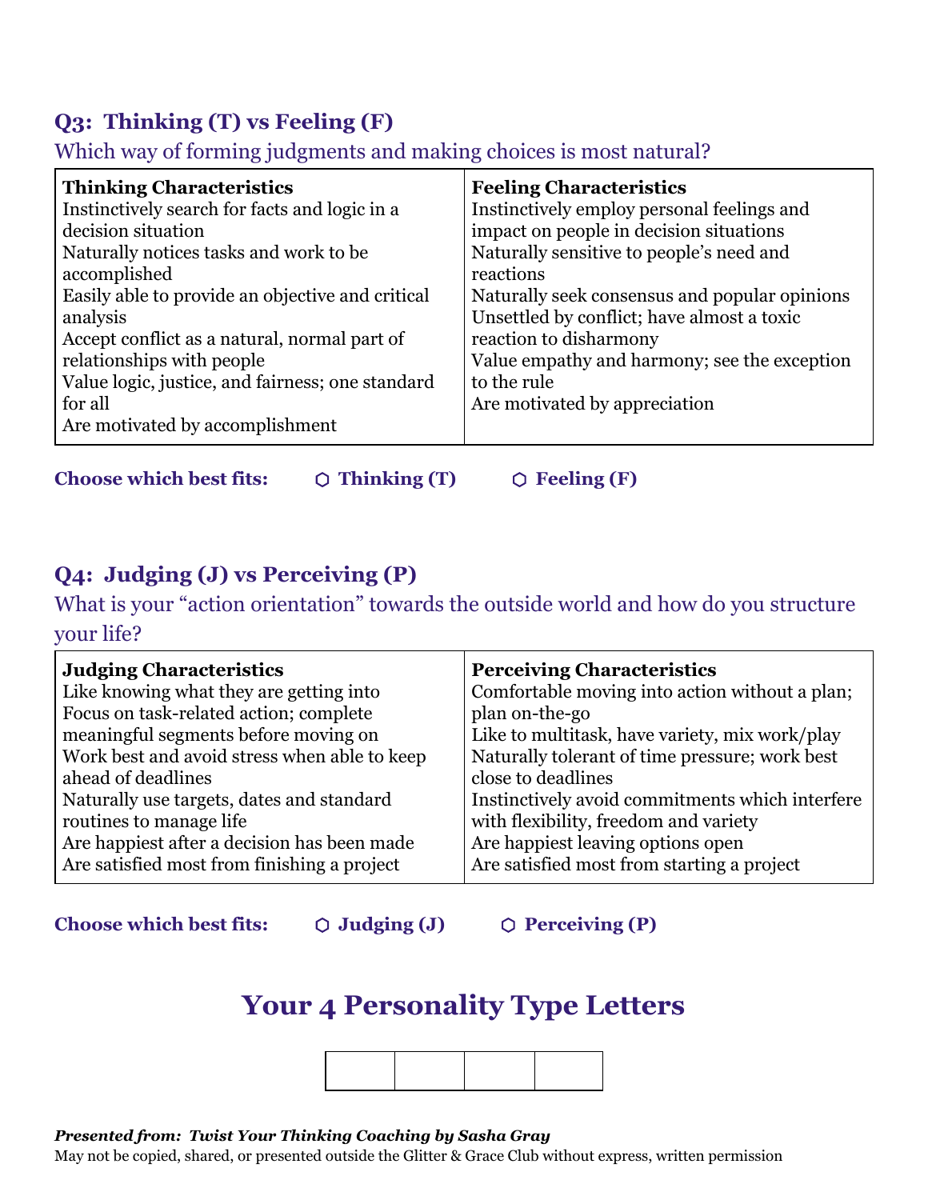### Q3: Thinking (T) vs Feeling (F)

Which way of forming judgments and making choices is most natural?

| Thinking Characteristics | Feeling Characteristics |
| --- | --- |
| Instinctively search for facts and logic in a decision situation<br>Naturally notices tasks and work to be accomplished<br>Easily able to provide an objective and critical analysis<br>Accept conflict as a natural, normal part of relationships with people<br>Value logic, justice, and fairness; one standard for all<br>Are motivated by accomplishment | Instinctively employ personal feelings and impact on people in decision situations<br>Naturally sensitive to people's need and reactions<br>Naturally seek consensus and popular opinions<br>Unsettled by conflict; have almost a toxic reaction to disharmony<br>Value empathy and harmony; see the exception to the rule<br>Are motivated by appreciation |

**Choose which best fits:** ⬡ **Thinking (T)** ⬡ **Feeling (F)**

### Q4: Judging (J) vs Perceiving (P)

What is your "action orientation" towards the outside world and how do you structure your life?

| Judging Characteristics | Perceiving Characteristics |
| --- | --- |
| Like knowing what they are getting into<br>Focus on task-related action; complete meaningful segments before moving on<br>Work best and avoid stress when able to keep ahead of deadlines<br>Naturally use targets, dates and standard routines to manage life<br>Are happiest after a decision has been made<br>Are satisfied most from finishing a project | Comfortable moving into action without a plan; plan on-the-go<br>Like to multitask, have variety, mix work/play<br>Naturally tolerant of time pressure; work best close to deadlines<br>Instinctively avoid commitments which interfere with flexibility, freedom and variety<br>Are happiest leaving options open<br>Are satisfied most from starting a project |

**Choose which best fits:** ⬡ **Judging (J)** ⬡ **Perceiving (P)**

## Your 4 Personality Type Letters

| | | | |
| --- | --- | --- | --- |
| | | | |

***Presented from: Twist Your Thinking Coaching by Sasha Gray***

May not be copied, shared, or presented outside the Glitter & Grace Club without express, written permission